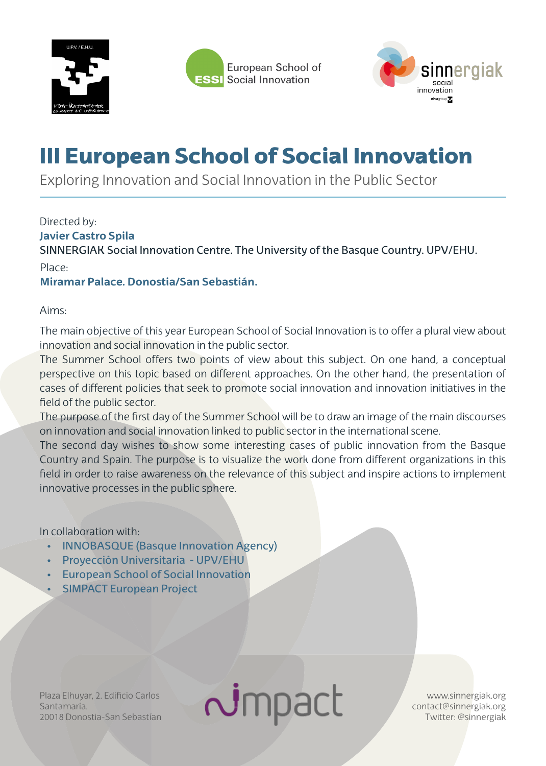U.P.V. / E.H.U.

European School of Social Innovation

sinnergiak social innovation

# III European School of Social Innovation

Exploring Innovation and Social Innovation in the Public Sector

Directed by:

**Javier Castro Spila**

SINNERGIAK Social Innovation Centre. The University of the Basque Country. UPV/EHU.

Place:

**Miramar Palace. Donostia/San Sebastián.**

Aims:

The main objective of this year European School of Social Innovation is to offer a plural view about innovation and social innovation in the public sector.

The Summer School offers two points of view about this subject. On one hand, a conceptual perspective on this topic based on different approaches. On the other hand, the presentation of cases of different policies that seek to promote social innovation and innovation initiatives in the field of the public sector.

The purpose of the first day of the Summer School will be to draw an image of the main discourses on innovation and social innovation linked to public sector in the international scene.

The second day wishes to show some interesting cases of public innovation from the Basque Country and Spain. The purpose is to visualize the work done from different organizations in this field in order to raise awareness on the relevance of this subject and inspire actions to implement innovative processes in the public sphere.

In collaboration with:

- INNOBASQUE (Basque Innovation Agency)
- Proyección Universitaria - UPV/EHU
- European School of Social Innovation
- SIMPACT European Project

Plaza Elhuyar, 2. Edificio Carlos Santamaría.
20018 Donostia-San Sebastían

simpact

www.sinnergiak.org
contact@sinnergiak.org
Twitter: @sinnergiak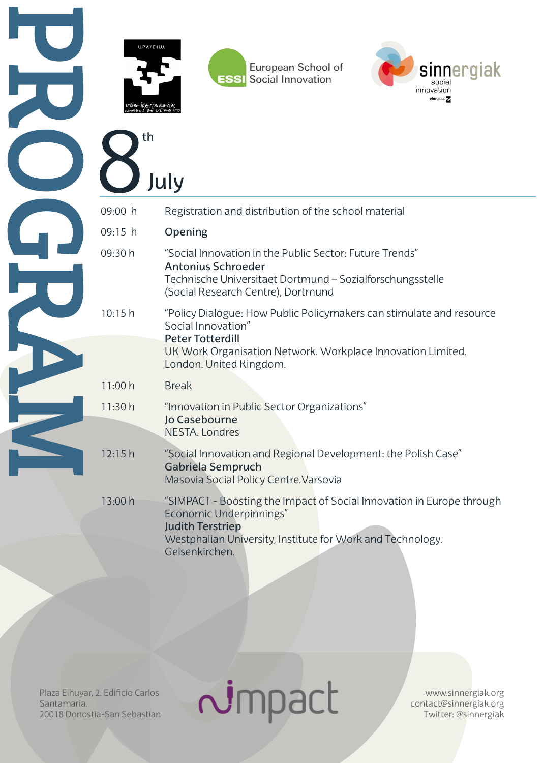# PROGRAM

U.P.V. / E.H.U.

European School of Social Innovation

sinnergiak social innovation

## 8th July

| | |
|---|---|
| 09:00 h | Registration and distribution of the school material |
| 09:15 h | **Opening** |
| 09:30 h | "Social Innovation in the Public Sector: Future Trends"<br>**Antonius Schroeder**<br>Technische Universitaet Dortmund – Sozialforschungsstelle (Social Research Centre), Dortmund |
| 10:15 h | "Policy Dialogue: How Public Policymakers can stimulate and resource Social Innovation"<br>**Peter Totterdill**<br>UK Work Organisation Network. Workplace Innovation Limited. London. United Kingdom. |
| 11:00 h | Break |
| 11:30 h | "Innovation in Public Sector Organizations"<br>**Jo Casebourne**<br>NESTA. Londres |
| 12:15 h | "Social Innovation and Regional Development: the Polish Case"<br>**Gabriela Sempruch**<br>Masovia Social Policy Centre.Varsovia |
| 13:00 h | "SIMPACT - Boosting the Impact of Social Innovation in Europe through Economic Underpinnings"<br>**Judith Terstriep**<br>Westphalian University, Institute for Work and Technology. Gelsenkirchen. |

Plaza Elhuyar, 2. Edificio Carlos Santamaría.
20018 Donostia-San Sebastían

impact

www.sinnergiak.org
contact@sinnergiak.org
Twitter: @sinnergiak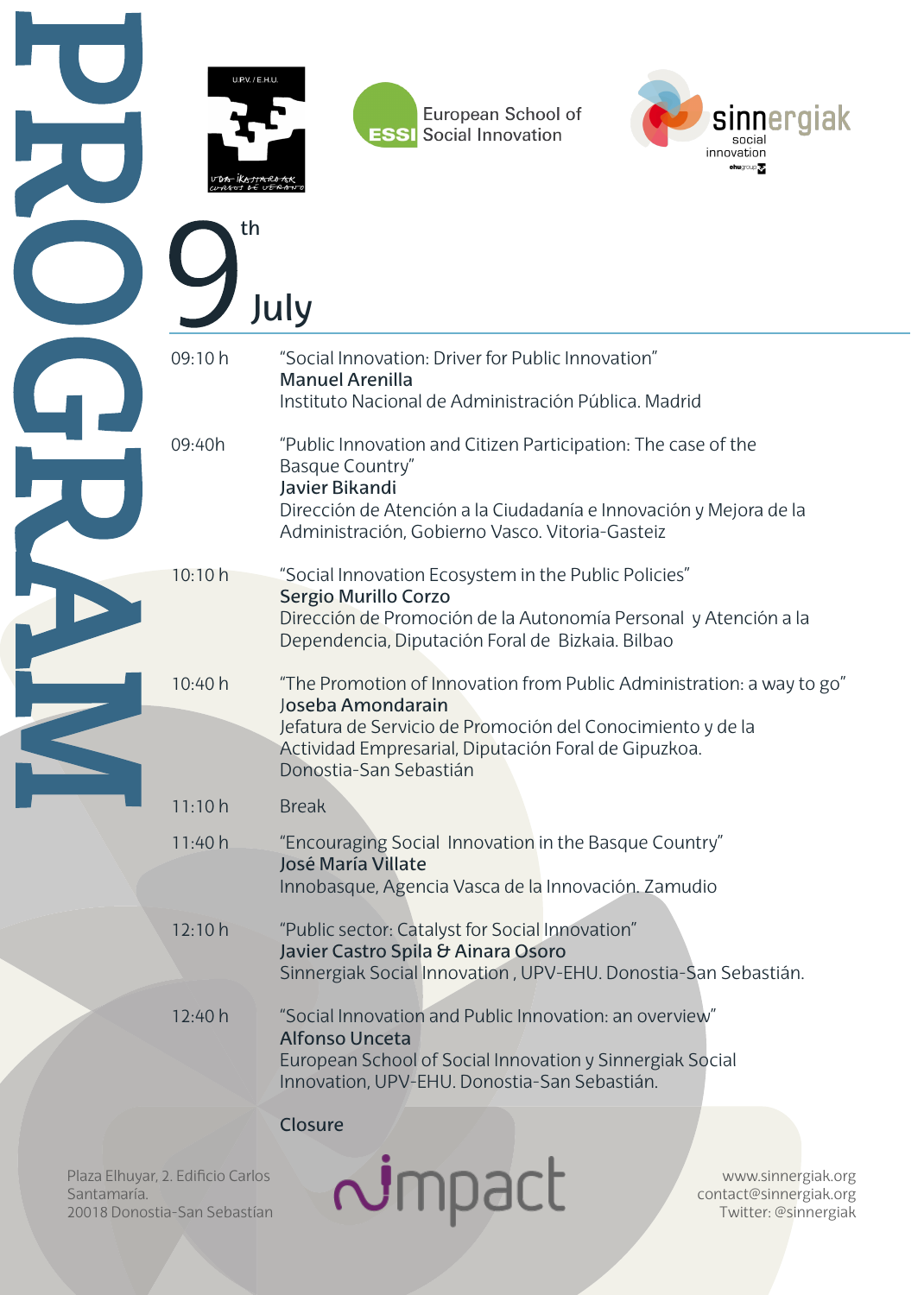# PROGRAM

U.P.V. / E.H.U. UDA IKASTAROAK CURSOS DE VERANO

European School of Social Innovation (ESSI)

sinnergiak social innovation

## 9th July

| | |
|---|---|
| 09:10 h | "Social Innovation: Driver for Public Innovation"<br>**Manuel Arenilla**<br>Instituto Nacional de Administración Pública. Madrid |
| 09:40h | "Public Innovation and Citizen Participation: The case of the Basque Country"<br>**Javier Bikandi**<br>Dirección de Atención a la Ciudadanía e Innovación y Mejora de la Administración, Gobierno Vasco. Vitoria-Gasteiz |
| 10:10 h | "Social Innovation Ecosystem in the Public Policies"<br>**Sergio Murillo Corzo**<br>Dirección de Promoción de la Autonomía Personal y Atención a la Dependencia, Diputación Foral de Bizkaia. Bilbao |
| 10:40 h | "The Promotion of Innovation from Public Administration: a way to go"<br>**Joseba Amondarain**<br>Jefatura de Servicio de Promoción del Conocimiento y de la Actividad Empresarial, Diputación Foral de Gipuzkoa. Donostia-San Sebastián |
| 11:10 h | Break |
| 11:40 h | "Encouraging Social Innovation in the Basque Country"<br>**José María Villate**<br>Innobasque, Agencia Vasca de la Innovación. Zamudio |
| 12:10 h | "Public sector: Catalyst for Social Innovation"<br>**Javier Castro Spila & Ainara Osoro**<br>Sinnergiak Social Innovation , UPV-EHU. Donostia-San Sebastián. |
| 12:40 h | "Social Innovation and Public Innovation: an overview"<br>**Alfonso Unceta**<br>European School of Social Innovation y Sinnergiak Social Innovation, UPV-EHU. Donostia-San Sebastián. |
| | **Closure** |

Plaza Elhuyar, 2. Edificio Carlos Santamaría.
20018 Donostia-San Sebastían

impact

www.sinnergiak.org
contact@sinnergiak.org
Twitter: @sinnergiak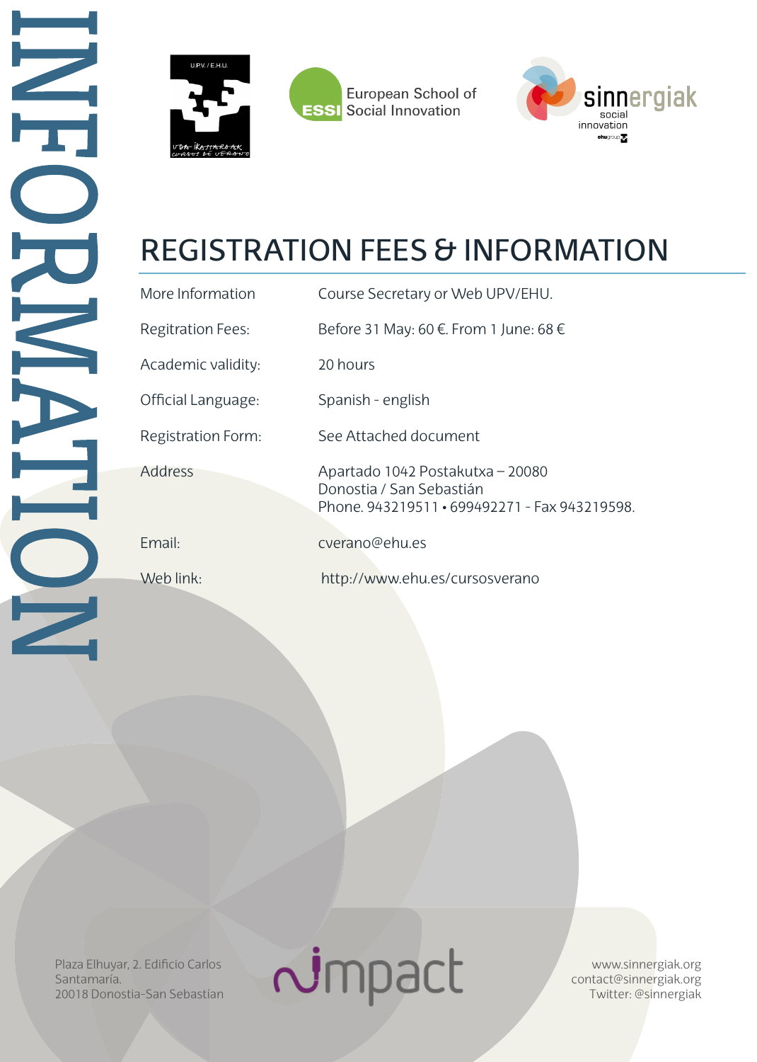INFORMATION

U.P.V. / E.H.U.

UDA IKASTAROAK
CURSOS DE VERANO

ESSI European School of Social Innovation

sinnergiak social innovation

# REGISTRATION FEES & INFORMATION

| | |
|---|---|
| More Information | Course Secretary or Web UPV/EHU. |
| Regitration Fees: | Before 31 May: 60 €. From 1 June: 68 € |
| Academic validity: | 20 hours |
| Official Language: | Spanish - english |
| Registration Form: | See Attached document |
| Address | Apartado 1042 Postakutxa – 20080 Donostia / San Sebastián Phone. 943219511 • 699492271 - Fax 943219598. |
| Email: | cverano@ehu.es |
| Web link: | http://www.ehu.es/cursosverano |

Plaza Elhuyar, 2. Edificio Carlos Santamaría.
20018 Donostia-San Sebastian

impact

www.sinnergiak.org
contact@sinnergiak.org
Twitter: @sinnergiak